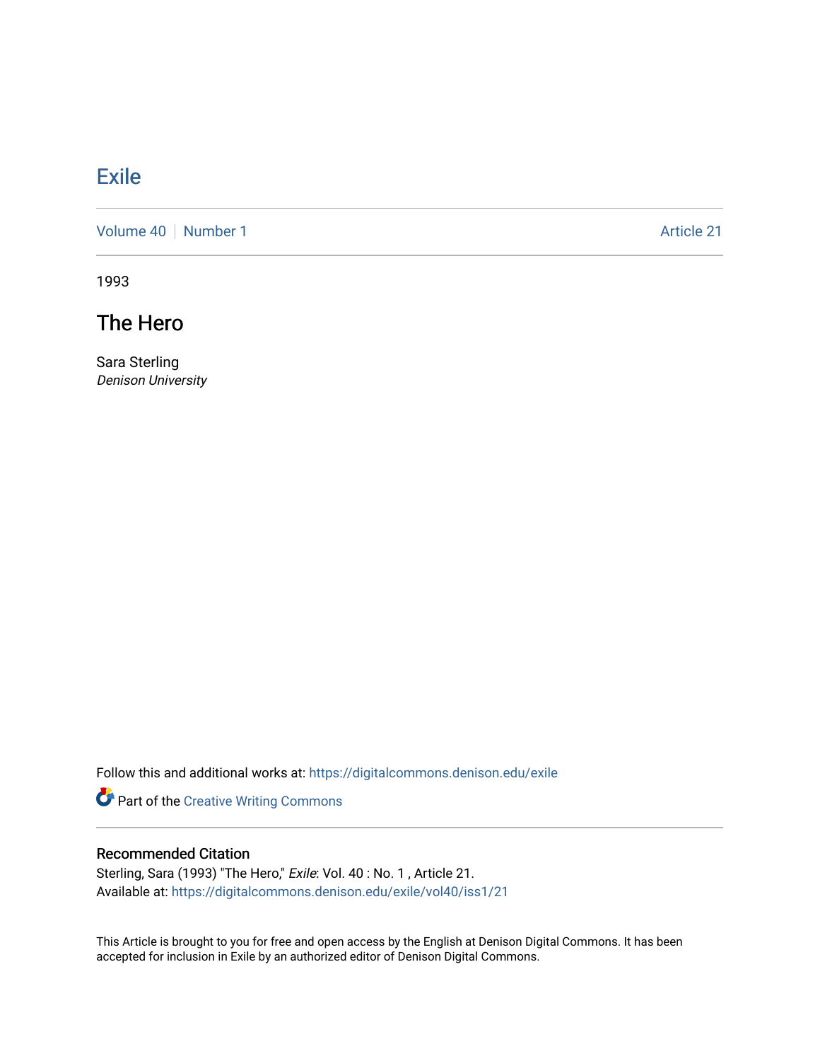# Exile

Volume 40 | Number 1 | Article 21

1993

## The Hero

Sara Sterling
*Denison University*

Follow this and additional works at: https://digitalcommons.denison.edu/exile

Part of the Creative Writing Commons

### Recommended Citation

Sterling, Sara (1993) "The Hero," *Exile*: Vol. 40 : No. 1 , Article 21.
Available at: https://digitalcommons.denison.edu/exile/vol40/iss1/21

This Article is brought to you for free and open access by the English at Denison Digital Commons. It has been accepted for inclusion in Exile by an authorized editor of Denison Digital Commons.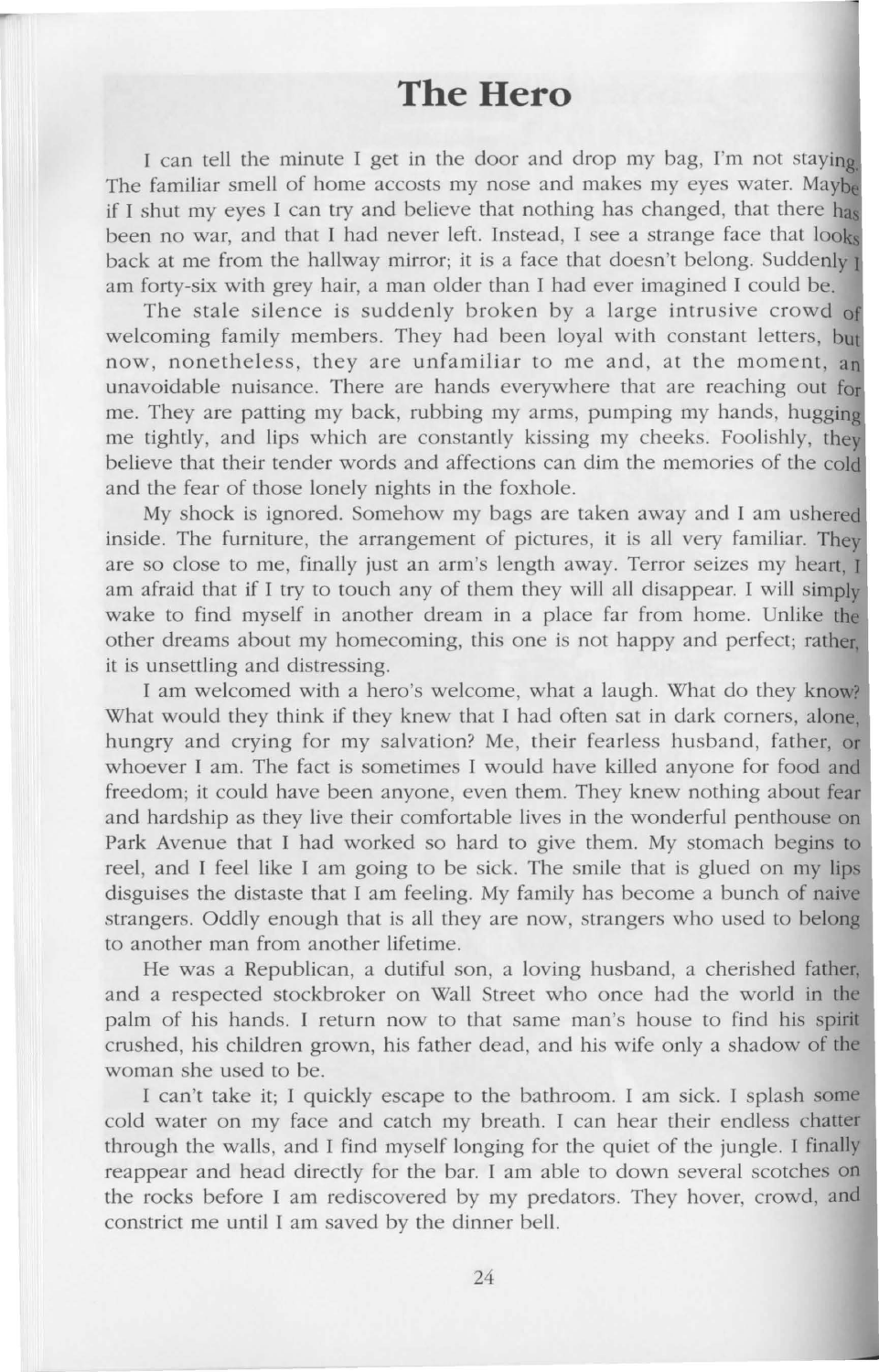# The Hero

I can tell the minute I get in the door and drop my bag, I'm not staying. The familiar smell of home accosts my nose and makes my eyes water. Maybe if I shut my eyes I can try and believe that nothing has changed, that there has been no war, and that I had never left. Instead, I see a strange face that looks back at me from the hallway mirror; it is a face that doesn't belong. Suddenly I am forty-six with grey hair, a man older than I had ever imagined I could be.

The stale silence is suddenly broken by a large intrusive crowd of welcoming family members. They had been loyal with constant letters, but now, nonetheless, they are unfamiliar to me and, at the moment, an unavoidable nuisance. There are hands everywhere that are reaching out for me. They are patting my back, rubbing my arms, pumping my hands, hugging me tightly, and lips which are constantly kissing my cheeks. Foolishly, they believe that their tender words and affections can dim the memories of the cold and the fear of those lonely nights in the foxhole.

My shock is ignored. Somehow my bags are taken away and I am ushered inside. The furniture, the arrangement of pictures, it is all very familiar. They are so close to me, finally just an arm's length away. Terror seizes my heart, I am afraid that if I try to touch any of them they will all disappear. I will simply wake to find myself in another dream in a place far from home. Unlike the other dreams about my homecoming, this one is not happy and perfect; rather, it is unsettling and distressing.

I am welcomed with a hero's welcome, what a laugh. What do they know? What would they think if they knew that I had often sat in dark corners, alone, hungry and crying for my salvation? Me, their fearless husband, father, or whoever I am. The fact is sometimes I would have killed anyone for food and freedom; it could have been anyone, even them. They knew nothing about fear and hardship as they live their comfortable lives in the wonderful penthouse on Park Avenue that I had worked so hard to give them. My stomach begins to reel, and I feel like I am going to be sick. The smile that is glued on my lips disguises the distaste that I am feeling. My family has become a bunch of naive strangers. Oddly enough that is all they are now, strangers who used to belong to another man from another lifetime.

He was a Republican, a dutiful son, a loving husband, a cherished father, and a respected stockbroker on Wall Street who once had the world in the palm of his hands. I return now to that same man's house to find his spirit crushed, his children grown, his father dead, and his wife only a shadow of the woman she used to be.

I can't take it; I quickly escape to the bathroom. I am sick. I splash some cold water on my face and catch my breath. I can hear their endless chatter through the walls, and I find myself longing for the quiet of the jungle. I finally reappear and head directly for the bar. I am able to down several scotches on the rocks before I am rediscovered by my predators. They hover, crowd, and constrict me until I am saved by the dinner bell.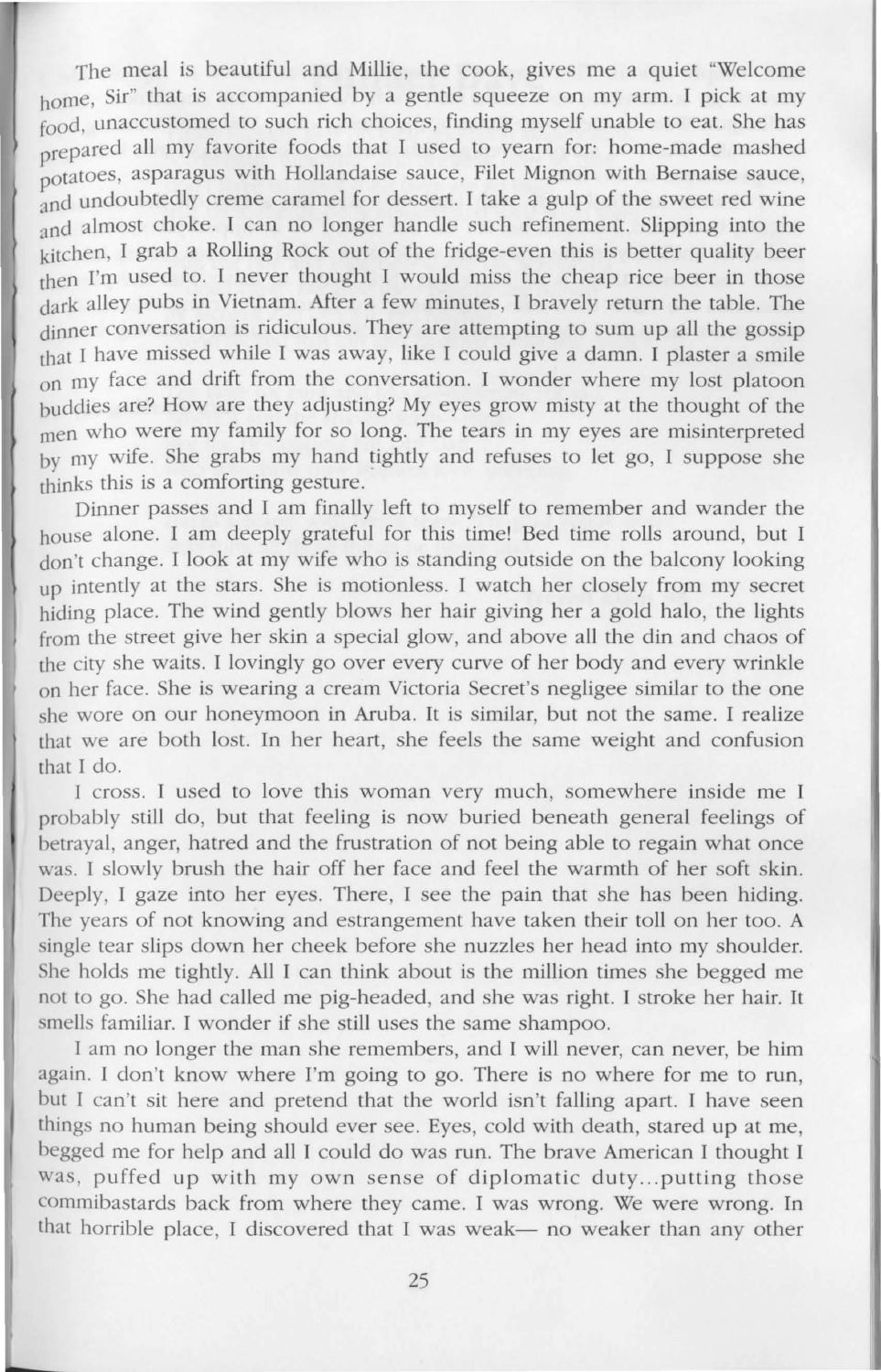The meal is beautiful and Millie, the cook, gives me a quiet "Welcome home, Sir" that is accompanied by a gentle squeeze on my arm. I pick at my food, unaccustomed to such rich choices, finding myself unable to eat. She has prepared all my favorite foods that I used to yearn for: home-made mashed potatoes, asparagus with Hollandaise sauce, Filet Mignon with Bernaise sauce, and undoubtedly creme caramel for dessert. I take a gulp of the sweet red wine and almost choke. I can no longer handle such refinement. Slipping into the kitchen, I grab a Rolling Rock out of the fridge-even this is better quality beer then I'm used to. I never thought I would miss the cheap rice beer in those dark alley pubs in Vietnam. After a few minutes, I bravely return the table. The dinner conversation is ridiculous. They are attempting to sum up all the gossip that I have missed while I was away, like I could give a damn. I plaster a smile on my face and drift from the conversation. I wonder where my lost platoon buddies are? How are they adjusting? My eyes grow misty at the thought of the men who were my family for so long. The tears in my eyes are misinterpreted by my wife. She grabs my hand tightly and refuses to let go, I suppose she thinks this is a comforting gesture.

Dinner passes and I am finally left to myself to remember and wander the house alone. I am deeply grateful for this time! Bed time rolls around, but I don't change. I look at my wife who is standing outside on the balcony looking up intently at the stars. She is motionless. I watch her closely from my secret hiding place. The wind gently blows her hair giving her a gold halo, the lights from the street give her skin a special glow, and above all the din and chaos of the city she waits. I lovingly go over every curve of her body and every wrinkle on her face. She is wearing a cream Victoria Secret's negligee similar to the one she wore on our honeymoon in Aruba. It is similar, but not the same. I realize that we are both lost. In her heart, she feels the same weight and confusion that I do.

I cross. I used to love this woman very much, somewhere inside me I probably still do, but that feeling is now buried beneath general feelings of betrayal, anger, hatred and the frustration of not being able to regain what once was. I slowly brush the hair off her face and feel the warmth of her soft skin. Deeply, I gaze into her eyes. There, I see the pain that she has been hiding. The years of not knowing and estrangement have taken their toll on her too. A single tear slips down her cheek before she nuzzles her head into my shoulder. She holds me tightly. All I can think about is the million times she begged me not to go. She had called me pig-headed, and she was right. I stroke her hair. It smells familiar. I wonder if she still uses the same shampoo.

I am no longer the man she remembers, and I will never, can never, be him again. I don't know where I'm going to go. There is no where for me to run, but I can't sit here and pretend that the world isn't falling apart. I have seen things no human being should ever see. Eyes, cold with death, stared up at me, begged me for help and all I could do was run. The brave American I thought I was, puffed up with my own sense of diplomatic duty...putting those commibastards back from where they came. I was wrong. We were wrong. In that horrible place, I discovered that I was weak— no weaker than any other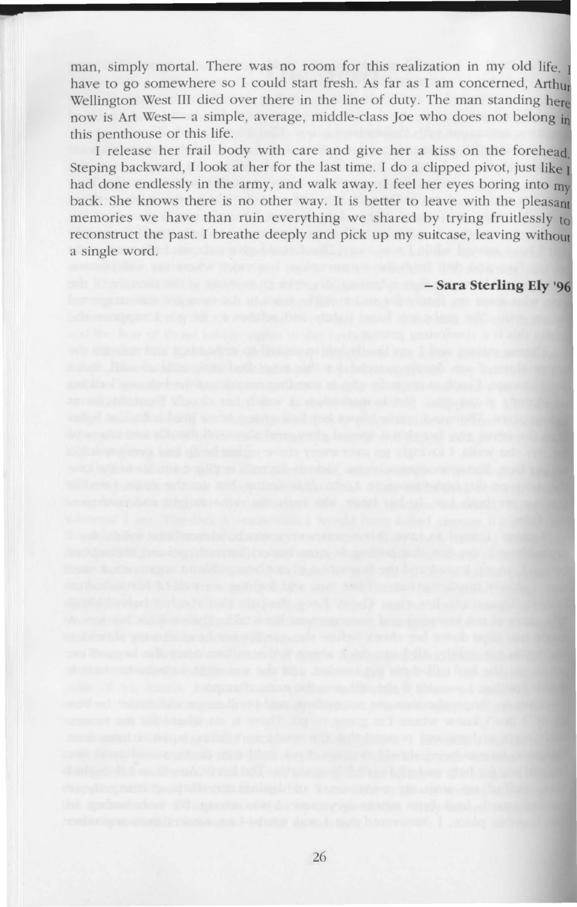man, simply mortal. There was no room for this realization in my old life. I have to go somewhere so I could start fresh. As far as I am concerned, Arthur Wellington West III died over there in the line of duty. The man standing here now is Art West— a simple, average, middle-class Joe who does not belong in this penthouse or this life.

I release her frail body with care and give her a kiss on the forehead. Steping backward, I look at her for the last time. I do a clipped pivot, just like I had done endlessly in the army, and walk away. I feel her eyes boring into my back. She knows there is no other way. It is better to leave with the pleasant memories we have than ruin everything we shared by trying fruitlessly to reconstruct the past. I breathe deeply and pick up my suitcase, leaving without a single word.

**– Sara Sterling Ely '96**